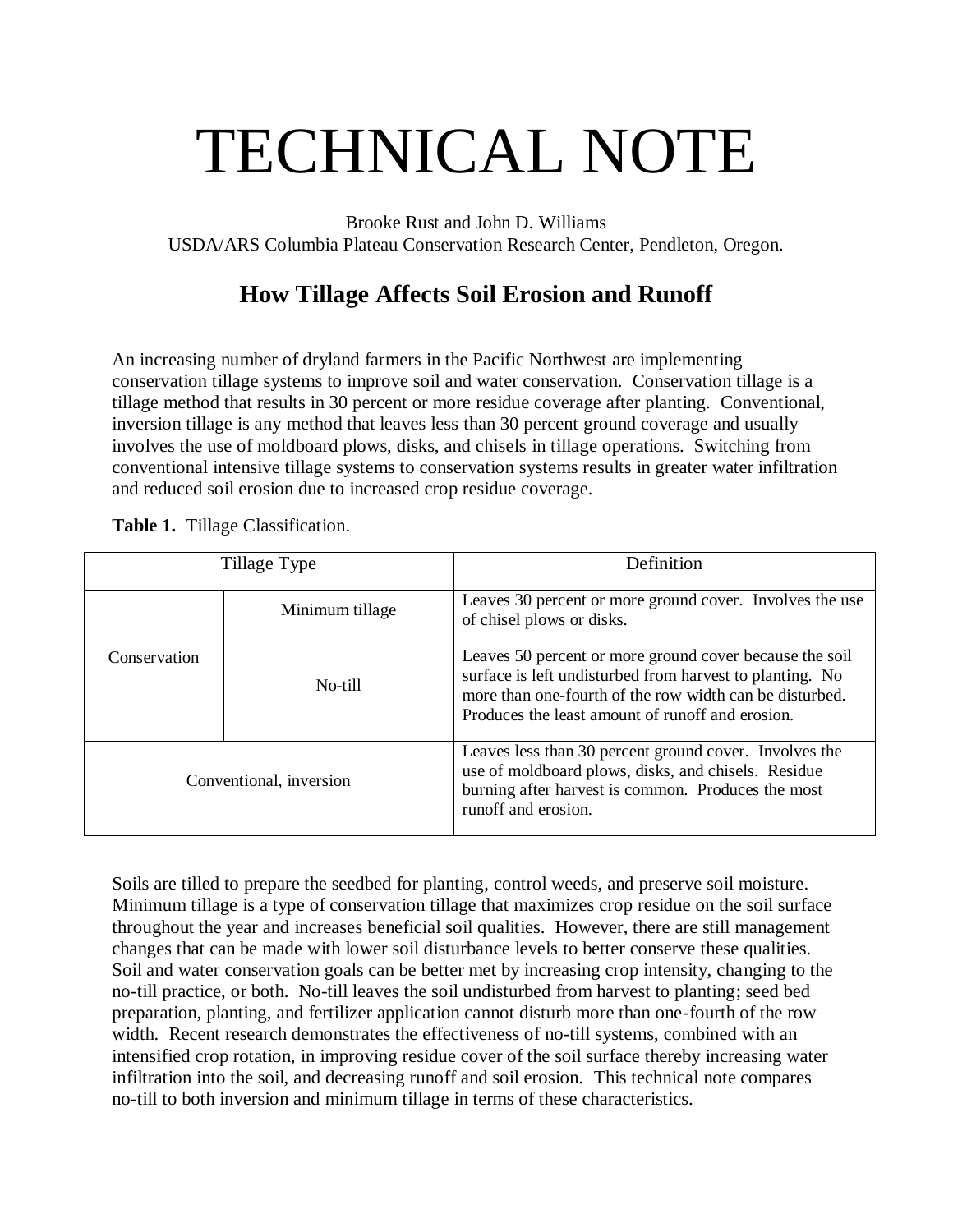# TECHNICAL NOTE

Brooke Rust and John D. Williams
USDA/ARS Columbia Plateau Conservation Research Center, Pendleton, Oregon.

## How Tillage Affects Soil Erosion and Runoff

An increasing number of dryland farmers in the Pacific Northwest are implementing conservation tillage systems to improve soil and water conservation. Conservation tillage is a tillage method that results in 30 percent or more residue coverage after planting. Conventional, inversion tillage is any method that leaves less than 30 percent ground coverage and usually involves the use of moldboard plows, disks, and chisels in tillage operations. Switching from conventional intensive tillage systems to conservation systems results in greater water infiltration and reduced soil erosion due to increased crop residue coverage.

**Table 1.** Tillage Classification.

| Tillage Type | | Definition |
|---|---|---|
| Conservation | Minimum tillage | Leaves 30 percent or more ground cover. Involves the use of chisel plows or disks. |
| | No-till | Leaves 50 percent or more ground cover because the soil surface is left undisturbed from harvest to planting. No more than one-fourth of the row width can be disturbed. Produces the least amount of runoff and erosion. |
| Conventional, inversion | | Leaves less than 30 percent ground cover. Involves the use of moldboard plows, disks, and chisels. Residue burning after harvest is common. Produces the most runoff and erosion. |

Soils are tilled to prepare the seedbed for planting, control weeds, and preserve soil moisture. Minimum tillage is a type of conservation tillage that maximizes crop residue on the soil surface throughout the year and increases beneficial soil qualities. However, there are still management changes that can be made with lower soil disturbance levels to better conserve these qualities. Soil and water conservation goals can be better met by increasing crop intensity, changing to the no-till practice, or both. No-till leaves the soil undisturbed from harvest to planting; seed bed preparation, planting, and fertilizer application cannot disturb more than one-fourth of the row width. Recent research demonstrates the effectiveness of no-till systems, combined with an intensified crop rotation, in improving residue cover of the soil surface thereby increasing water infiltration into the soil, and decreasing runoff and soil erosion. This technical note compares no-till to both inversion and minimum tillage in terms of these characteristics.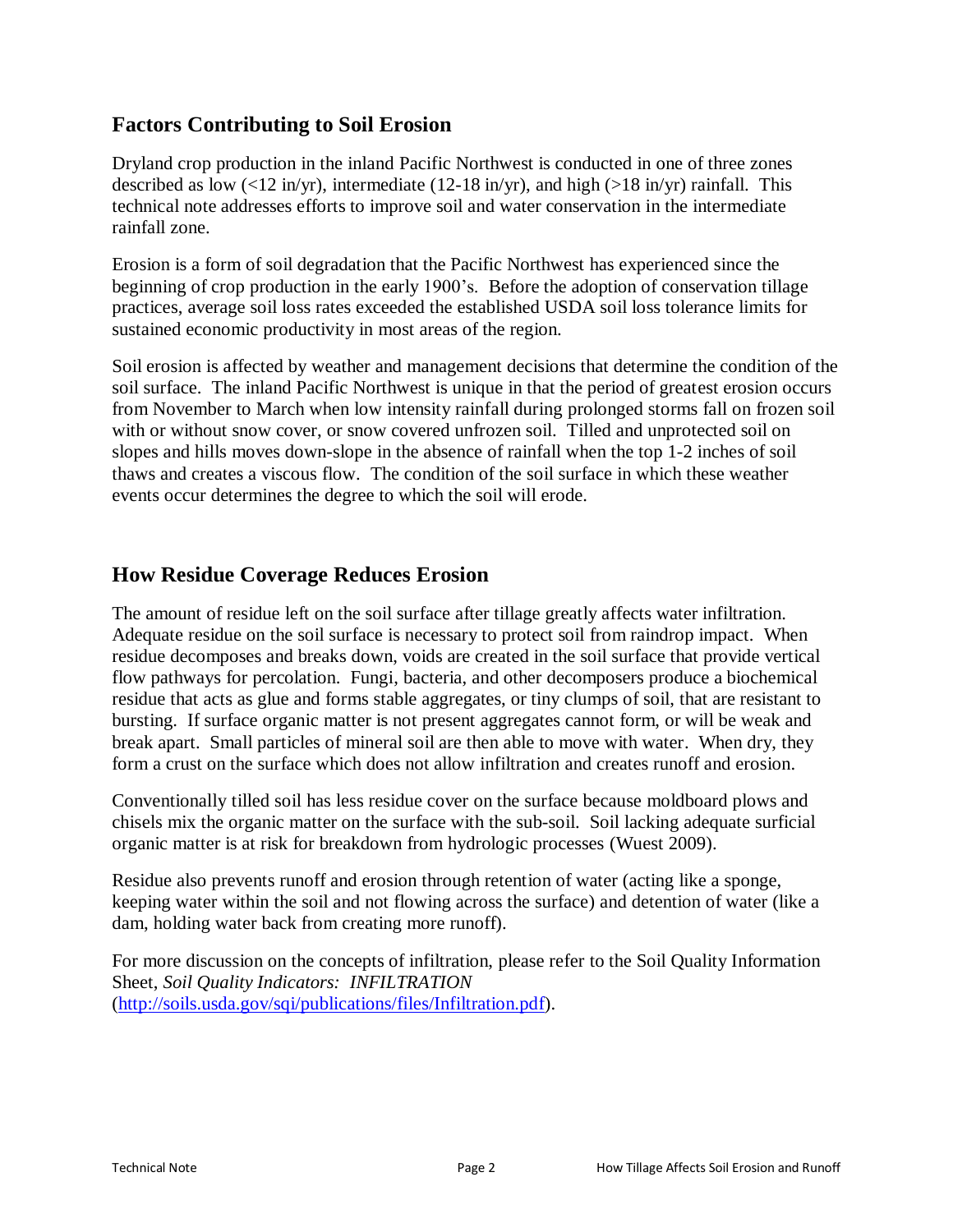## Factors Contributing to Soil Erosion

Dryland crop production in the inland Pacific Northwest is conducted in one of three zones described as low (<12 in/yr), intermediate (12-18 in/yr), and high (>18 in/yr) rainfall. This technical note addresses efforts to improve soil and water conservation in the intermediate rainfall zone.

Erosion is a form of soil degradation that the Pacific Northwest has experienced since the beginning of crop production in the early 1900's. Before the adoption of conservation tillage practices, average soil loss rates exceeded the established USDA soil loss tolerance limits for sustained economic productivity in most areas of the region.

Soil erosion is affected by weather and management decisions that determine the condition of the soil surface. The inland Pacific Northwest is unique in that the period of greatest erosion occurs from November to March when low intensity rainfall during prolonged storms fall on frozen soil with or without snow cover, or snow covered unfrozen soil. Tilled and unprotected soil on slopes and hills moves down-slope in the absence of rainfall when the top 1-2 inches of soil thaws and creates a viscous flow. The condition of the soil surface in which these weather events occur determines the degree to which the soil will erode.

## How Residue Coverage Reduces Erosion

The amount of residue left on the soil surface after tillage greatly affects water infiltration. Adequate residue on the soil surface is necessary to protect soil from raindrop impact. When residue decomposes and breaks down, voids are created in the soil surface that provide vertical flow pathways for percolation. Fungi, bacteria, and other decomposers produce a biochemical residue that acts as glue and forms stable aggregates, or tiny clumps of soil, that are resistant to bursting. If surface organic matter is not present aggregates cannot form, or will be weak and break apart. Small particles of mineral soil are then able to move with water. When dry, they form a crust on the surface which does not allow infiltration and creates runoff and erosion.

Conventionally tilled soil has less residue cover on the surface because moldboard plows and chisels mix the organic matter on the surface with the sub-soil. Soil lacking adequate surficial organic matter is at risk for breakdown from hydrologic processes (Wuest 2009).

Residue also prevents runoff and erosion through retention of water (acting like a sponge, keeping water within the soil and not flowing across the surface) and detention of water (like a dam, holding water back from creating more runoff).

For more discussion on the concepts of infiltration, please refer to the Soil Quality Information Sheet, *Soil Quality Indicators: INFILTRATION* (http://soils.usda.gov/sqi/publications/files/Infiltration.pdf).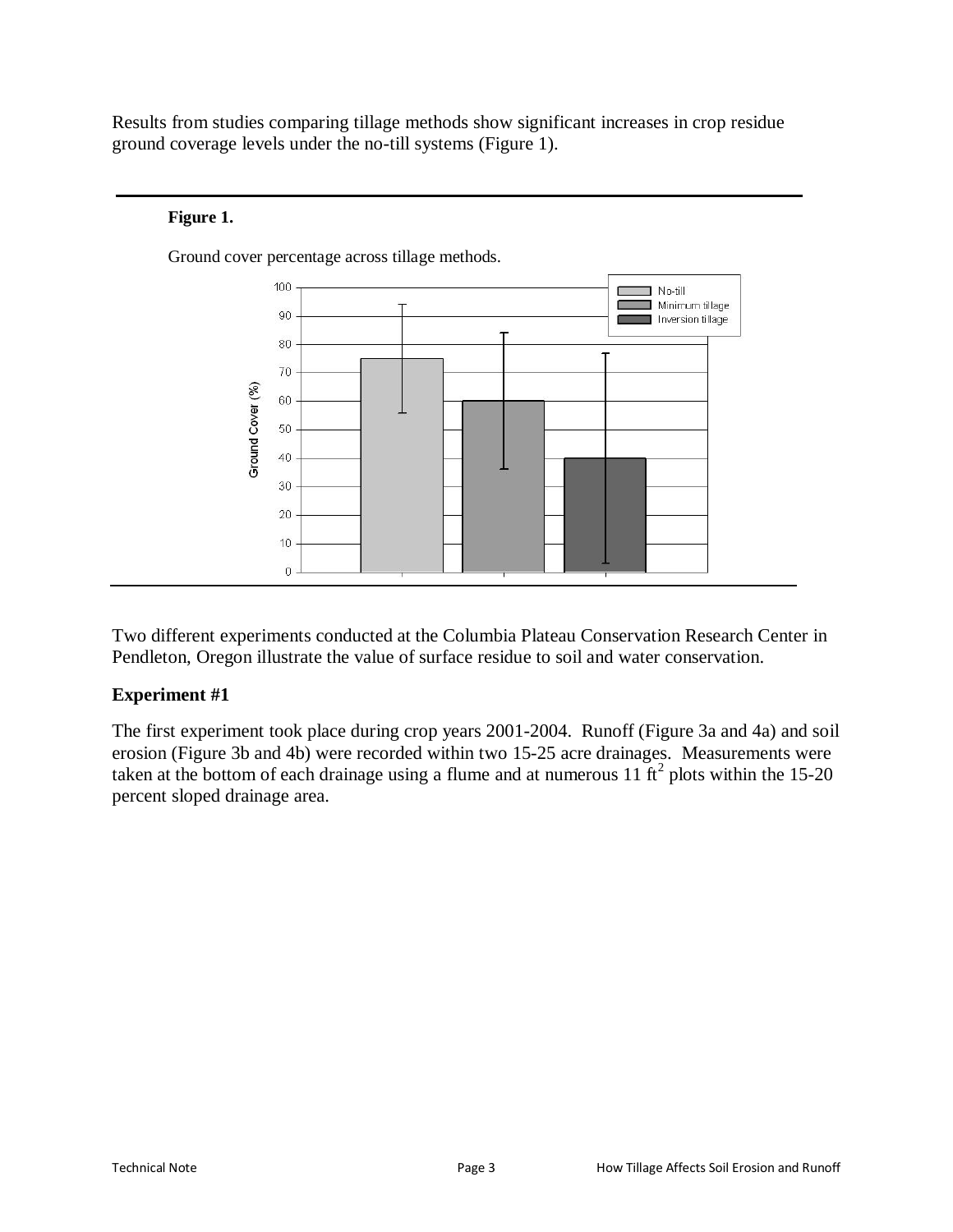Results from studies comparing tillage methods show significant increases in crop residue ground coverage levels under the no-till systems (Figure 1).

**Figure 1.**

Ground cover percentage across tillage methods.

Two different experiments conducted at the Columbia Plateau Conservation Research Center in Pendleton, Oregon illustrate the value of surface residue to soil and water conservation.

### Experiment #1

The first experiment took place during crop years 2001-2004. Runoff (Figure 3a and 4a) and soil erosion (Figure 3b and 4b) were recorded within two 15-25 acre drainages. Measurements were taken at the bottom of each drainage using a flume and at numerous 11 $ft^2$ plots within the 15-20 percent sloped drainage area.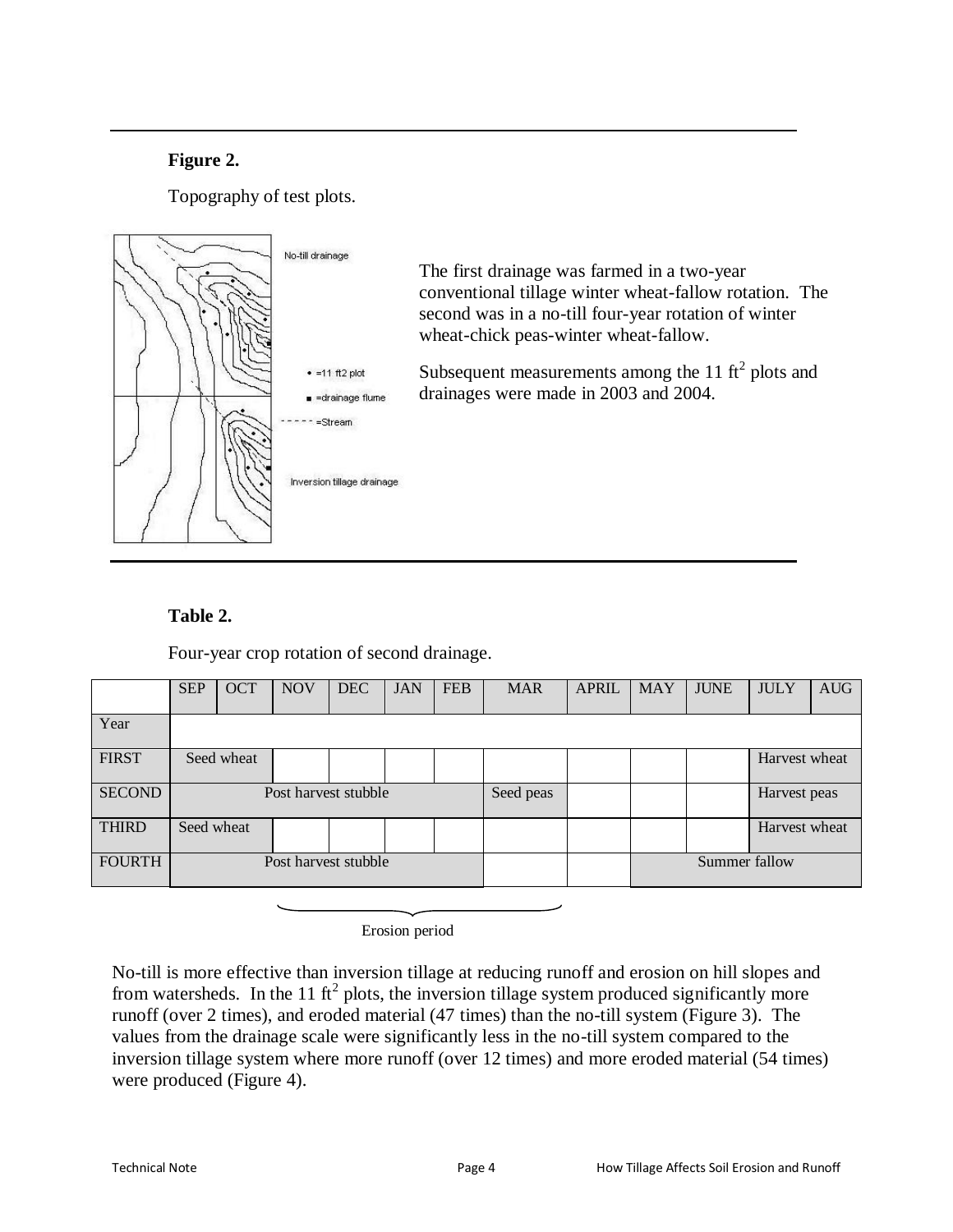**Figure 2.**

Topography of test plots.

The first drainage was farmed in a two-year conventional tillage winter wheat-fallow rotation. The second was in a no-till four-year rotation of winter wheat-chick peas-winter wheat-fallow.

Subsequent measurements among the 11 $ft^2$ plots and drainages were made in 2003 and 2004.

**Table 2.**

Four-year crop rotation of second drainage.

| | SEP | OCT | NOV | DEC | JAN | FEB | MAR | APRIL | MAY | JUNE | JULY | AUG |
|---|---|---|---|---|---|---|---|---|---|---|---|---|
| Year | | | | | | | | | | | | |
| FIRST | Seed wheat | | | | | | | | | | Harvest wheat | |
| SECOND | Post harvest stubble | | | | | | Seed peas | | | | Harvest peas | |
| THIRD | Seed wheat | | | | | | | | | | Harvest wheat | |
| FOURTH | Post harvest stubble | | | | | | | | Summer fallow | | | |

Erosion period

No-till is more effective than inversion tillage at reducing runoff and erosion on hill slopes and from watersheds. In the 11 $ft^2$ plots, the inversion tillage system produced significantly more runoff (over 2 times), and eroded material (47 times) than the no-till system (Figure 3). The values from the drainage scale were significantly less in the no-till system compared to the inversion tillage system where more runoff (over 12 times) and more eroded material (54 times) were produced (Figure 4).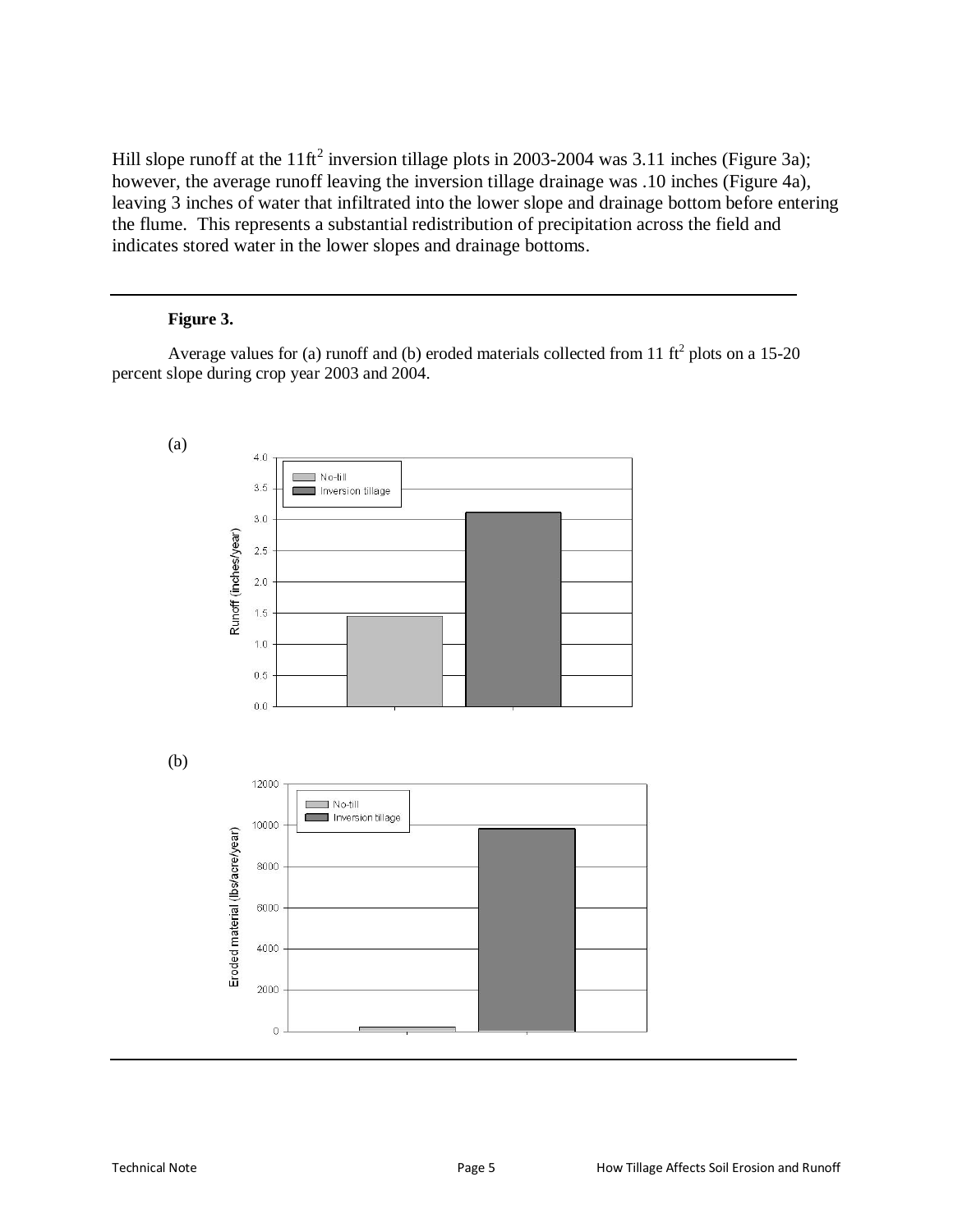Hill slope runoff at the 11ft$^2$ inversion tillage plots in 2003-2004 was 3.11 inches (Figure 3a); however, the average runoff leaving the inversion tillage drainage was .10 inches (Figure 4a), leaving 3 inches of water that infiltrated into the lower slope and drainage bottom before entering the flume. This represents a substantial redistribution of precipitation across the field and indicates stored water in the lower slopes and drainage bottoms.

**Figure 3.**

Average values for (a) runoff and (b) eroded materials collected from 11 ft$^2$ plots on a 15-20 percent slope during crop year 2003 and 2004.

(a)

(b)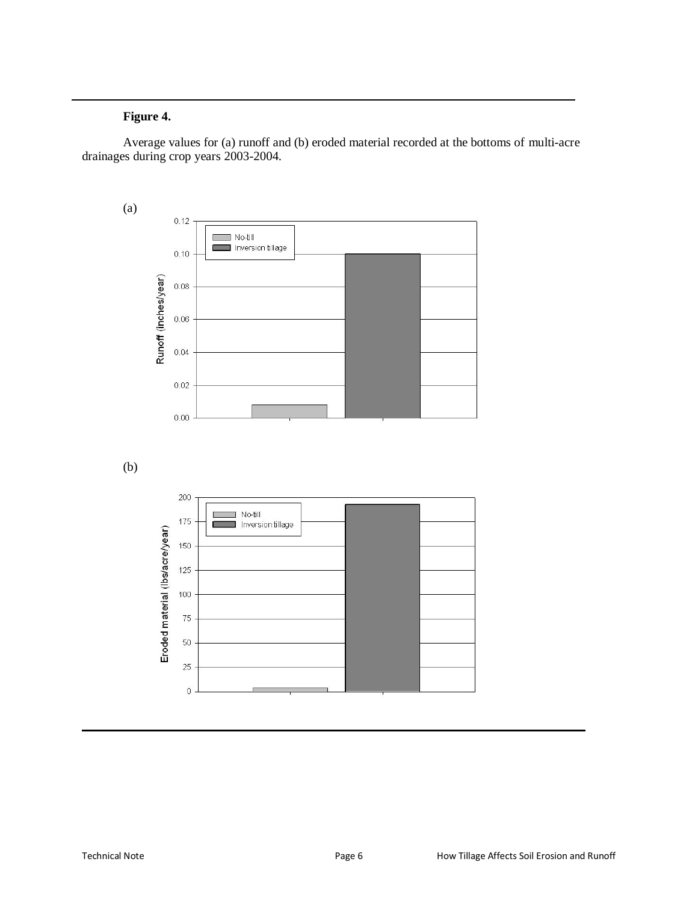**Figure 4.**

Average values for (a) runoff and (b) eroded material recorded at the bottoms of multi-acre drainages during crop years 2003-2004.

(a)

(b)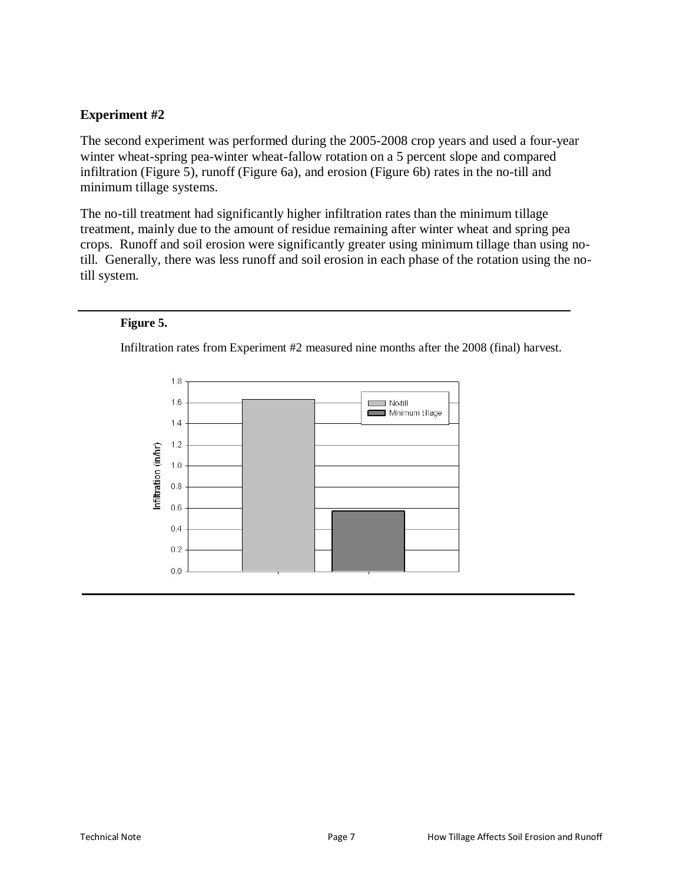### Experiment #2

The second experiment was performed during the 2005-2008 crop years and used a four-year winter wheat-spring pea-winter wheat-fallow rotation on a 5 percent slope and compared infiltration (Figure 5), runoff (Figure 6a), and erosion (Figure 6b) rates in the no-till and minimum tillage systems.

The no-till treatment had significantly higher infiltration rates than the minimum tillage treatment, mainly due to the amount of residue remaining after winter wheat and spring pea crops. Runoff and soil erosion were significantly greater using minimum tillage than using no-till. Generally, there was less runoff and soil erosion in each phase of the rotation using the no-till system.

**Figure 5.**

Infiltration rates from Experiment #2 measured nine months after the 2008 (final) harvest.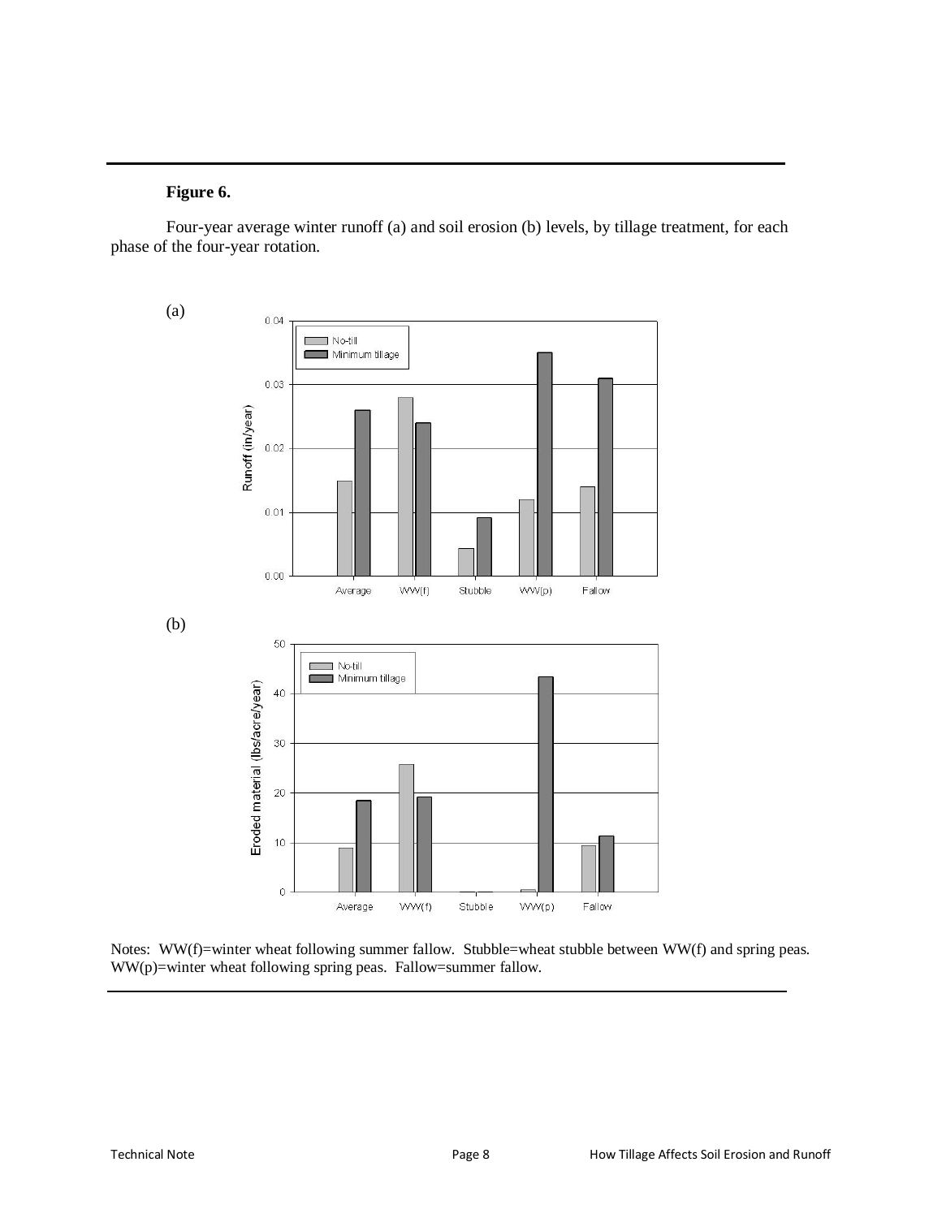**Figure 6.**

Four-year average winter runoff (a) and soil erosion (b) levels, by tillage treatment, for each phase of the four-year rotation.

(a)

(b)

Notes: WW(f)=winter wheat following summer fallow. Stubble=wheat stubble between WW(f) and spring peas. WW(p)=winter wheat following spring peas. Fallow=summer fallow.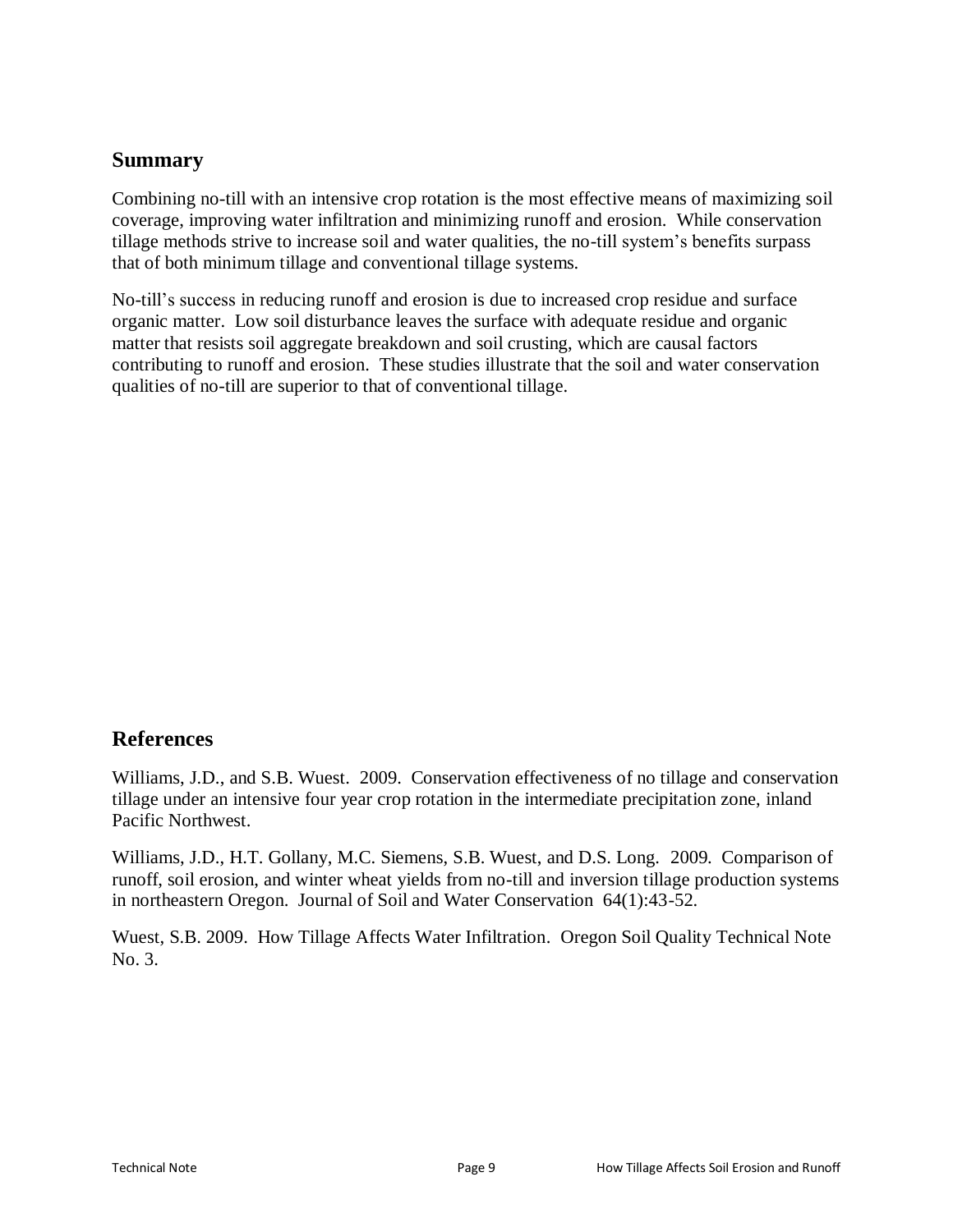## Summary

Combining no-till with an intensive crop rotation is the most effective means of maximizing soil coverage, improving water infiltration and minimizing runoff and erosion. While conservation tillage methods strive to increase soil and water qualities, the no-till system's benefits surpass that of both minimum tillage and conventional tillage systems.

No-till's success in reducing runoff and erosion is due to increased crop residue and surface organic matter. Low soil disturbance leaves the surface with adequate residue and organic matter that resists soil aggregate breakdown and soil crusting, which are causal factors contributing to runoff and erosion. These studies illustrate that the soil and water conservation qualities of no-till are superior to that of conventional tillage.

## References

Williams, J.D., and S.B. Wuest. 2009. Conservation effectiveness of no tillage and conservation tillage under an intensive four year crop rotation in the intermediate precipitation zone, inland Pacific Northwest.

Williams, J.D., H.T. Gollany, M.C. Siemens, S.B. Wuest, and D.S. Long. 2009. Comparison of runoff, soil erosion, and winter wheat yields from no-till and inversion tillage production systems in northeastern Oregon. Journal of Soil and Water Conservation 64(1):43-52.

Wuest, S.B. 2009. How Tillage Affects Water Infiltration. Oregon Soil Quality Technical Note No. 3.